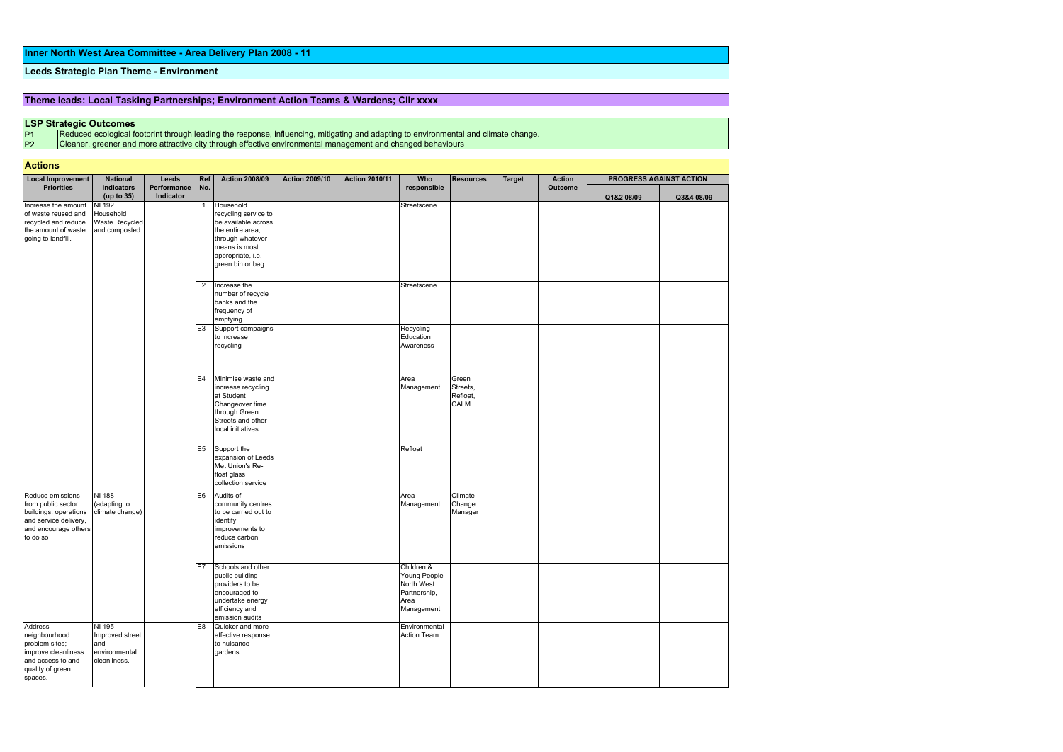# Inner North West Area Committee - Area Delivery Plan 2008 - 11

## Leeds Strategic Plan Theme - Environment

## Theme leads: Local Tasking Partnerships; Environment Action Teams & Wardens; Cllr xxxx

### LSP Strategic Outcomes

| | |
|---|---|
| P1 | Reduced ecological footprint through leading the response, influencing, mitigating and adapting to environmental and climate change. |
| P2 | Cleaner, greener and more attractive city through effective environmental management and changed behaviours |

### Actions

| Local Improvement Priorities | National Indicators (up to 35) | Leeds Performance Indicator | Ref No. | Action 2008/09 | Action 2009/10 | Action 2010/11 | Who responsible | Resources | Target | Action Outcome | PROGRESS AGAINST ACTION | |
|---|---|---|---|---|---|---|---|---|---|---|---|---|
| | | | | | | | | | | | Q1&2 08/09 | Q3&4 08/09 |
| Increase the amount of waste reused and recycled and reduce the amount of waste going to landfill. | NI 192 Household Waste Recycled and composted. | | E1 | Household recycling service to be available across the entire area, through whatever means is most appropriate, i.e. green bin or bag | | | Streetscene | | | | | |
| | | | E2 | Increase the number of recycle banks and the frequency of emptying | | | Streetscene | | | | | |
| | | | E3 | Support campaigns to increase recycling | | | Recycling Education Awareness | | | | | |
| | | | E4 | Minimise waste and increase recycling at Student Changeover time through Green Streets and other local initiatives | | | Area Management | Green Streets, Refloat, CALM | | | | |
| | | | E5 | Support the expansion of Leeds Met Union's Re-float glass collection service | | | Refloat | | | | | |
| Reduce emissions from public sector buildings, operations and service delivery, and encourage others to do so | NI 188 (adapting to climate change) | | E6 | Audits of community centres to be carried out to identify improvements to reduce carbon emissions | | | Area Management | Climate Change Manager | | | | |
| | | | E7 | Schools and other public building providers to be encouraged to undertake energy efficiency and emission audits | | | Children & Young People North West Partnership, Area Management | | | | | |
| Address neighbourhood problem sites; improve cleanliness and access to and quality of green spaces. | NI 195 Improved street and environmental cleanliness. | | E8 | Quicker and more effective response to nuisance gardens | | | Environmental Action Team | | | | | |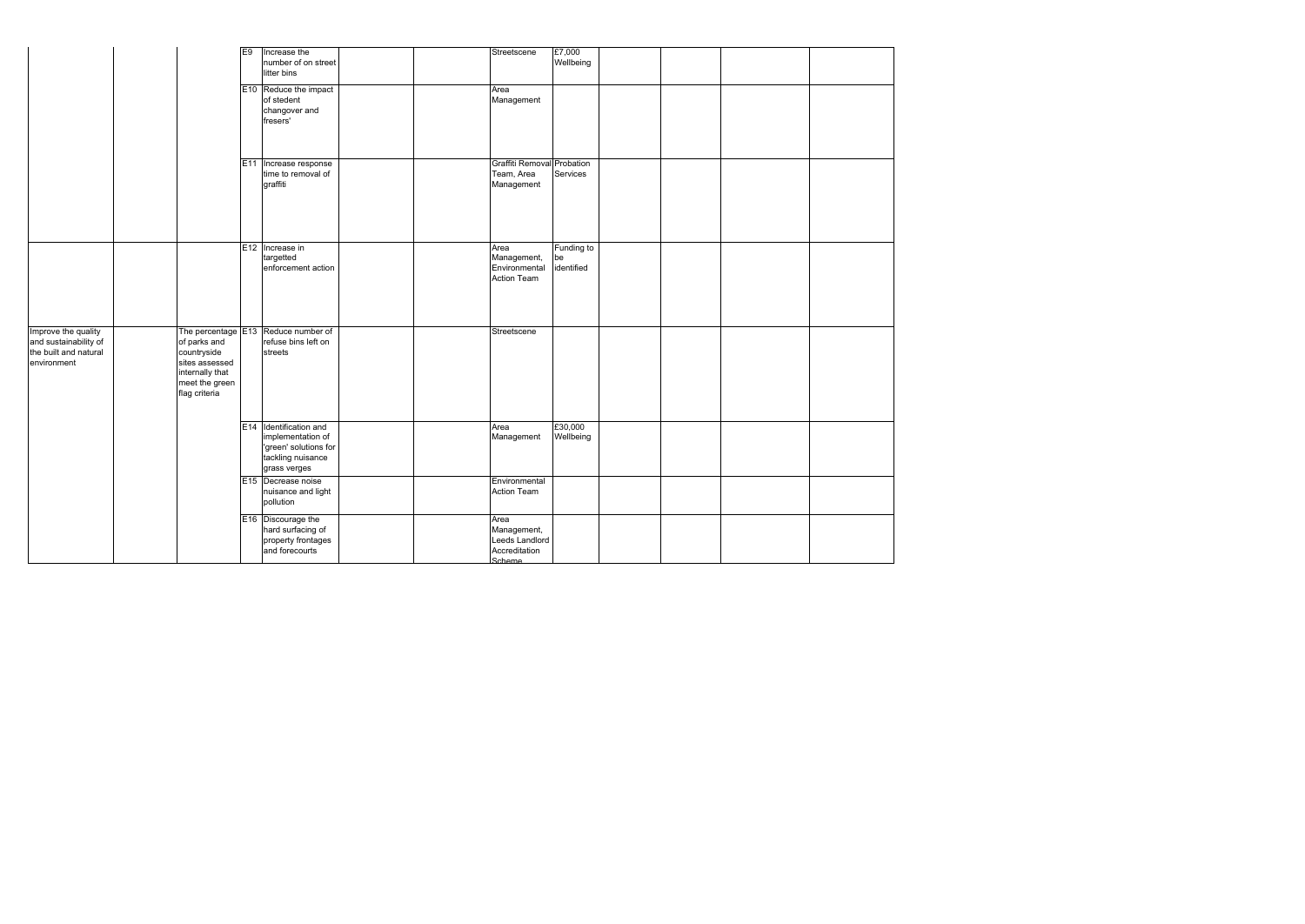| | | | | | | | | | | | | | |
|---|---|---|---|---|---|---|---|---|---|---|---|---|---|
| | | | E9 | Increase the number of on street litter bins | | | Streetscene | £7,000 Wellbeing | | | | |
| | | | E10 | Reduce the impact of stedent changover and fresers' | | | Area Management | | | | | |
| | | | E11 | Increase response time to removal of graffiti | | | Graffiti Removal Team, Area Management | Probation Services | | | | |
| | | | E12 | Increase in targetted enforcement action | | | Area Management, Environmental Action Team | Funding to be identified | | | | |
| Improve the quality and sustainability of the built and natural environment | | The percentage of parks and countryside sites assessed internally that meet the green flag criteria | E13 | Reduce number of refuse bins left on streets | | | Streetscene | | | | | |
| | | | E14 | Identification and implementation of 'green' solutions for tackling nuisance grass verges | | | Area Management | £30,000 Wellbeing | | | | |
| | | | E15 | Decrease noise nuisance and light pollution | | | Environmental Action Team | | | | | |
| | | | E16 | Discourage the hard surfacing of property frontages and forecourts | | | Area Management, Leeds Landlord Accreditation Scheme | | | | | |